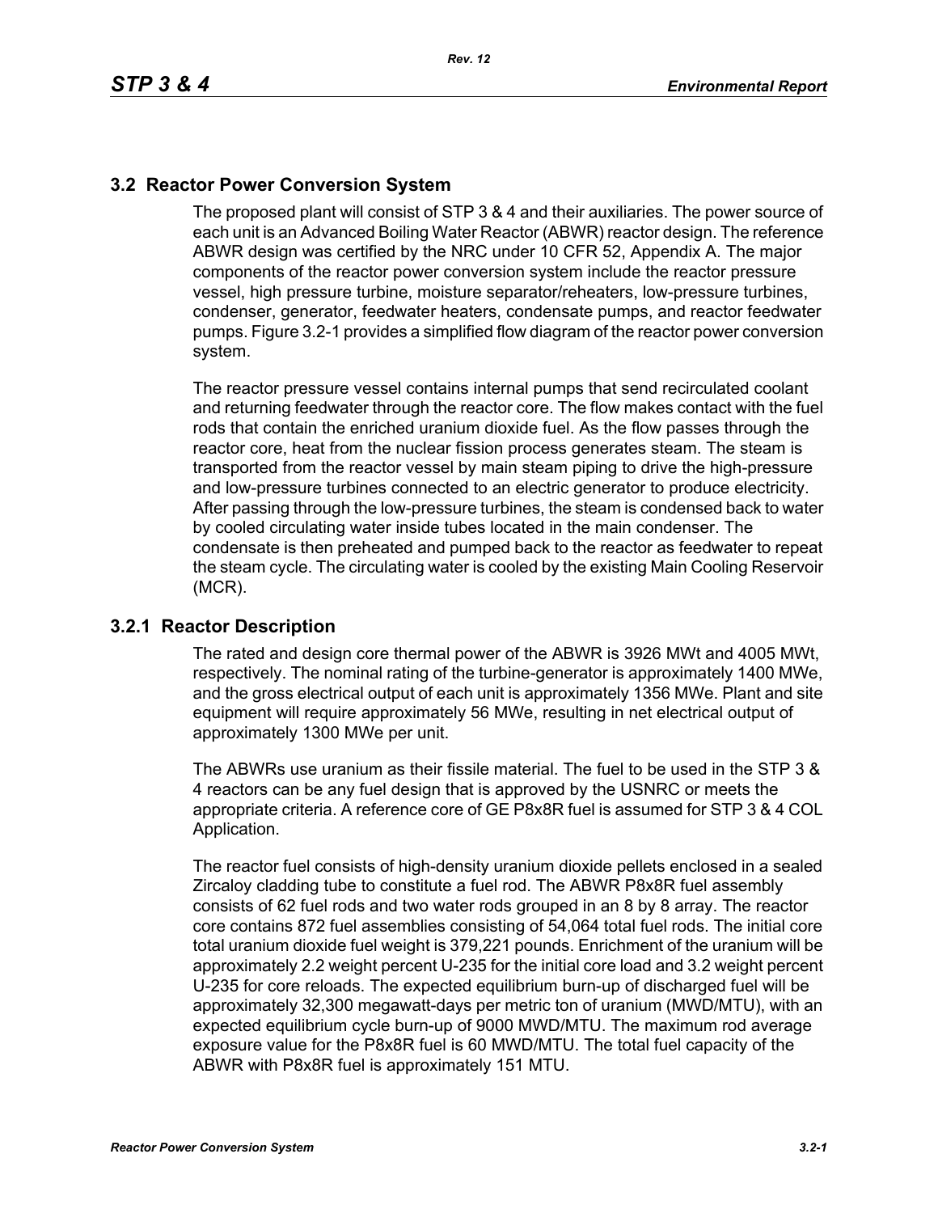## 3.2 Reactor Power Conversion System

The proposed plant will consist of STP 3 & 4 and their auxiliaries. The power source of each unit is an Advanced Boiling Water Reactor (ABWR) reactor design. The reference ABWR design was certified by the NRC under 10 CFR 52, Appendix A. The major components of the reactor power conversion system include the reactor pressure vessel, high pressure turbine, moisture separator/reheaters, low-pressure turbines, condenser, generator, feedwater heaters, condensate pumps, and reactor feedwater pumps. Figure 3.2-1 provides a simplified flow diagram of the reactor power conversion system.

The reactor pressure vessel contains internal pumps that send recirculated coolant and returning feedwater through the reactor core. The flow makes contact with the fuel rods that contain the enriched uranium dioxide fuel. As the flow passes through the reactor core, heat from the nuclear fission process generates steam. The steam is transported from the reactor vessel by main steam piping to drive the high-pressure and low-pressure turbines connected to an electric generator to produce electricity. After passing through the low-pressure turbines, the steam is condensed back to water by cooled circulating water inside tubes located in the main condenser. The condensate is then preheated and pumped back to the reactor as feedwater to repeat the steam cycle. The circulating water is cooled by the existing Main Cooling Reservoir (MCR).

### 3.2.1 Reactor Description

The rated and design core thermal power of the ABWR is 3926 MWt and 4005 MWt, respectively. The nominal rating of the turbine-generator is approximately 1400 MWe, and the gross electrical output of each unit is approximately 1356 MWe. Plant and site equipment will require approximately 56 MWe, resulting in net electrical output of approximately 1300 MWe per unit.

The ABWRs use uranium as their fissile material. The fuel to be used in the STP 3 & 4 reactors can be any fuel design that is approved by the USNRC or meets the appropriate criteria. A reference core of GE P8x8R fuel is assumed for STP 3 & 4 COL Application.

The reactor fuel consists of high-density uranium dioxide pellets enclosed in a sealed Zircaloy cladding tube to constitute a fuel rod. The ABWR P8x8R fuel assembly consists of 62 fuel rods and two water rods grouped in an 8 by 8 array. The reactor core contains 872 fuel assemblies consisting of 54,064 total fuel rods. The initial core total uranium dioxide fuel weight is 379,221 pounds. Enrichment of the uranium will be approximately 2.2 weight percent U-235 for the initial core load and 3.2 weight percent U-235 for core reloads. The expected equilibrium burn-up of discharged fuel will be approximately 32,300 megawatt-days per metric ton of uranium (MWD/MTU), with an expected equilibrium cycle burn-up of 9000 MWD/MTU. The maximum rod average exposure value for the P8x8R fuel is 60 MWD/MTU. The total fuel capacity of the ABWR with P8x8R fuel is approximately 151 MTU.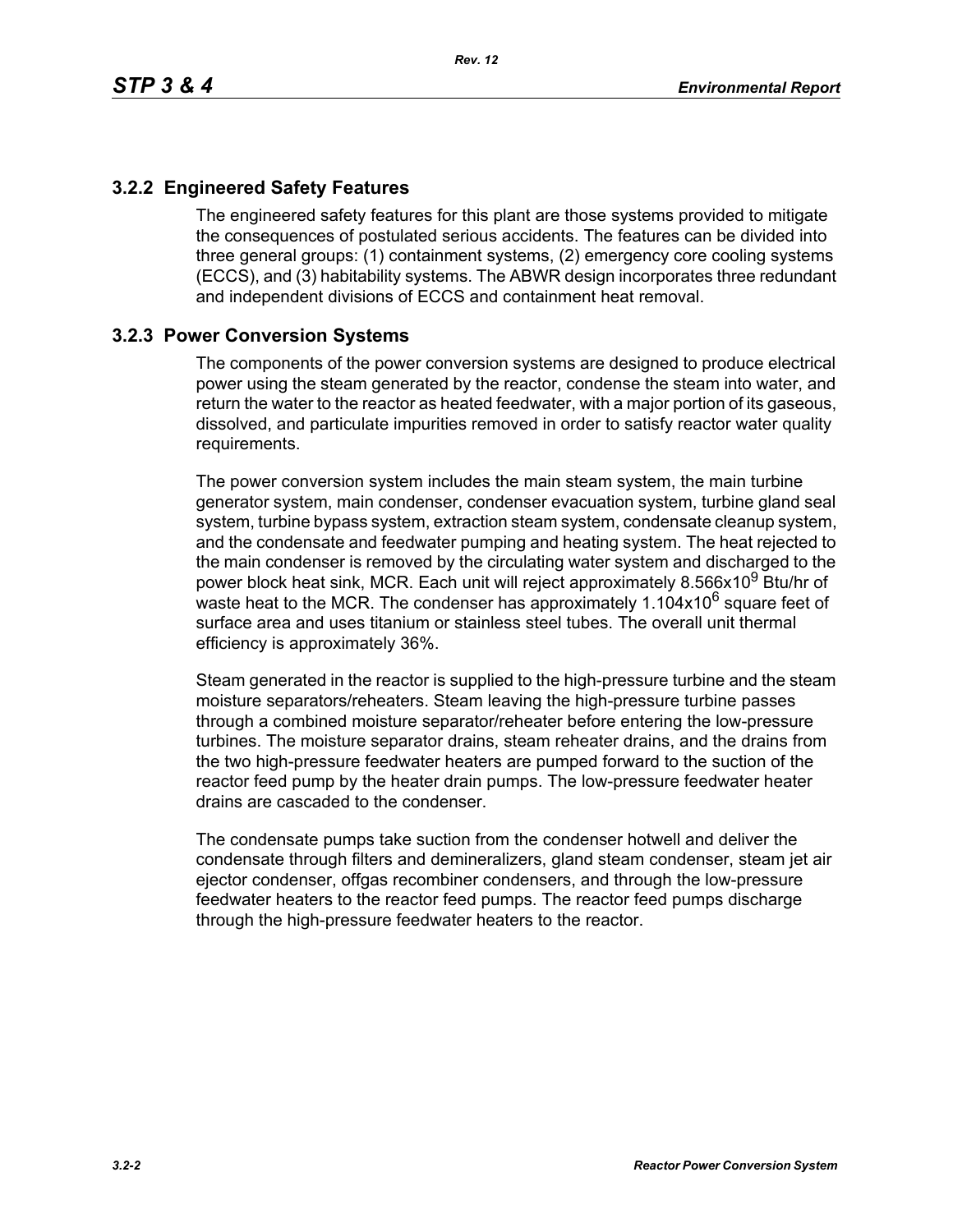### 3.2.2 Engineered Safety Features

The engineered safety features for this plant are those systems provided to mitigate the consequences of postulated serious accidents. The features can be divided into three general groups: (1) containment systems, (2) emergency core cooling systems (ECCS), and (3) habitability systems. The ABWR design incorporates three redundant and independent divisions of ECCS and containment heat removal.

### 3.2.3 Power Conversion Systems

The components of the power conversion systems are designed to produce electrical power using the steam generated by the reactor, condense the steam into water, and return the water to the reactor as heated feedwater, with a major portion of its gaseous, dissolved, and particulate impurities removed in order to satisfy reactor water quality requirements.

The power conversion system includes the main steam system, the main turbine generator system, main condenser, condenser evacuation system, turbine gland seal system, turbine bypass system, extraction steam system, condensate cleanup system, and the condensate and feedwater pumping and heating system. The heat rejected to the main condenser is removed by the circulating water system and discharged to the power block heat sink, MCR. Each unit will reject approximately $8.566 \times 10^9$ Btu/hr of waste heat to the MCR. The condenser has approximately $1.104 \times 10^6$ square feet of surface area and uses titanium or stainless steel tubes. The overall unit thermal efficiency is approximately 36%.

Steam generated in the reactor is supplied to the high-pressure turbine and the steam moisture separators/reheaters. Steam leaving the high-pressure turbine passes through a combined moisture separator/reheater before entering the low-pressure turbines. The moisture separator drains, steam reheater drains, and the drains from the two high-pressure feedwater heaters are pumped forward to the suction of the reactor feed pump by the heater drain pumps. The low-pressure feedwater heater drains are cascaded to the condenser.

The condensate pumps take suction from the condenser hotwell and deliver the condensate through filters and demineralizers, gland steam condenser, steam jet air ejector condenser, offgas recombiner condensers, and through the low-pressure feedwater heaters to the reactor feed pumps. The reactor feed pumps discharge through the high-pressure feedwater heaters to the reactor.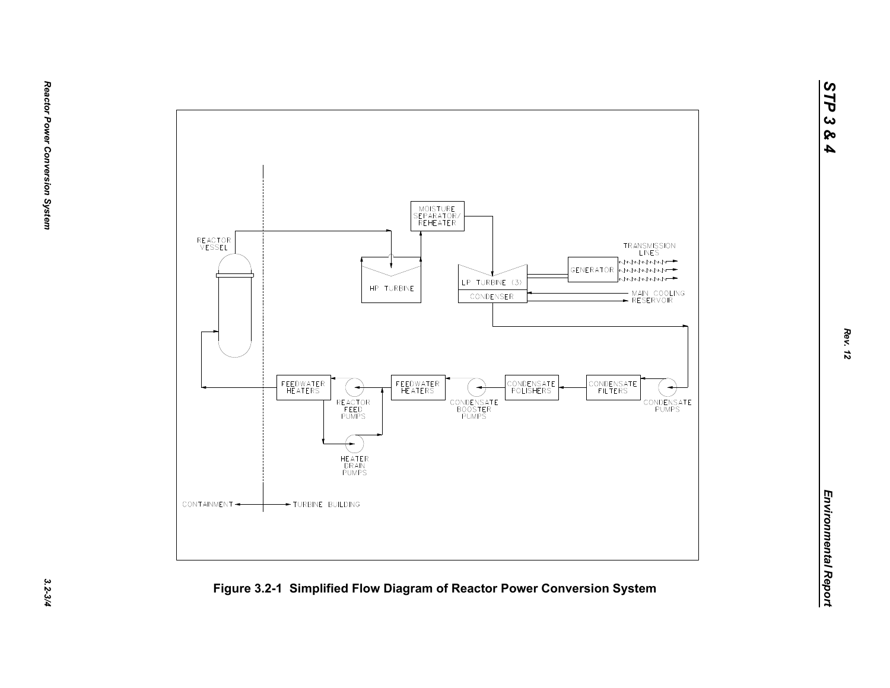REACTOR
VESSEL

MOISTURE
SEPARATOR/
REHEATER

HP TURBINE

LP TURBINE (3)

CONDENSER

GENERATOR

TRANSMISSION
LINES

MAIN COOLING
RESERVOIR

FEEDWATER
HEATERS

REACTOR
FEED
PUMPS

FEEDWATER
HEATERS

CONDENSATE
BOOSTER
PUMPS

CONDENSATE
POLISHERS

CONDENSATE
FILTERS

CONDENSATE
PUMPS

HEATER
DRAIN
PUMPS

CONTAINMENT

TURBINE BUILDING

**Figure 3.2-1 Simplified Flow Diagram of Reactor Power Conversion System**